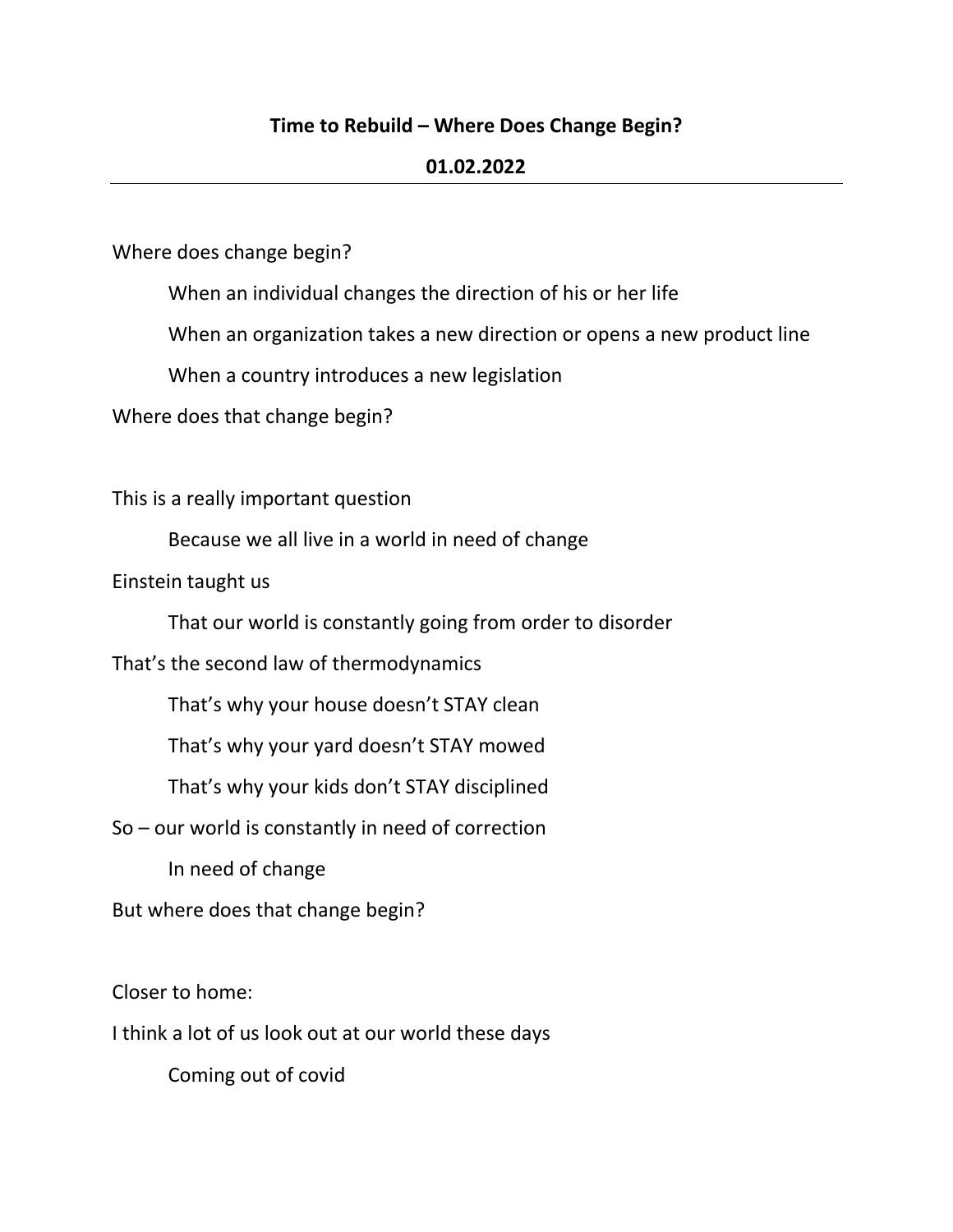**Time to Rebuild – Where Does Change Begin?**

**01.02.2022**

---

Where does change begin?

> When an individual changes the direction of his or her life
>
> When an organization takes a new direction or opens a new product line
>
> When a country introduces a new legislation

Where does that change begin?

This is a really important question

> Because we all live in a world in need of change

Einstein taught us

> That our world is constantly going from order to disorder

That's the second law of thermodynamics

> That's why your house doesn't STAY clean
>
> That's why your yard doesn't STAY mowed
>
> That's why your kids don't STAY disciplined

So – our world is constantly in need of correction

> In need of change

But where does that change begin?

Closer to home:

I think a lot of us look out at our world these days

> Coming out of covid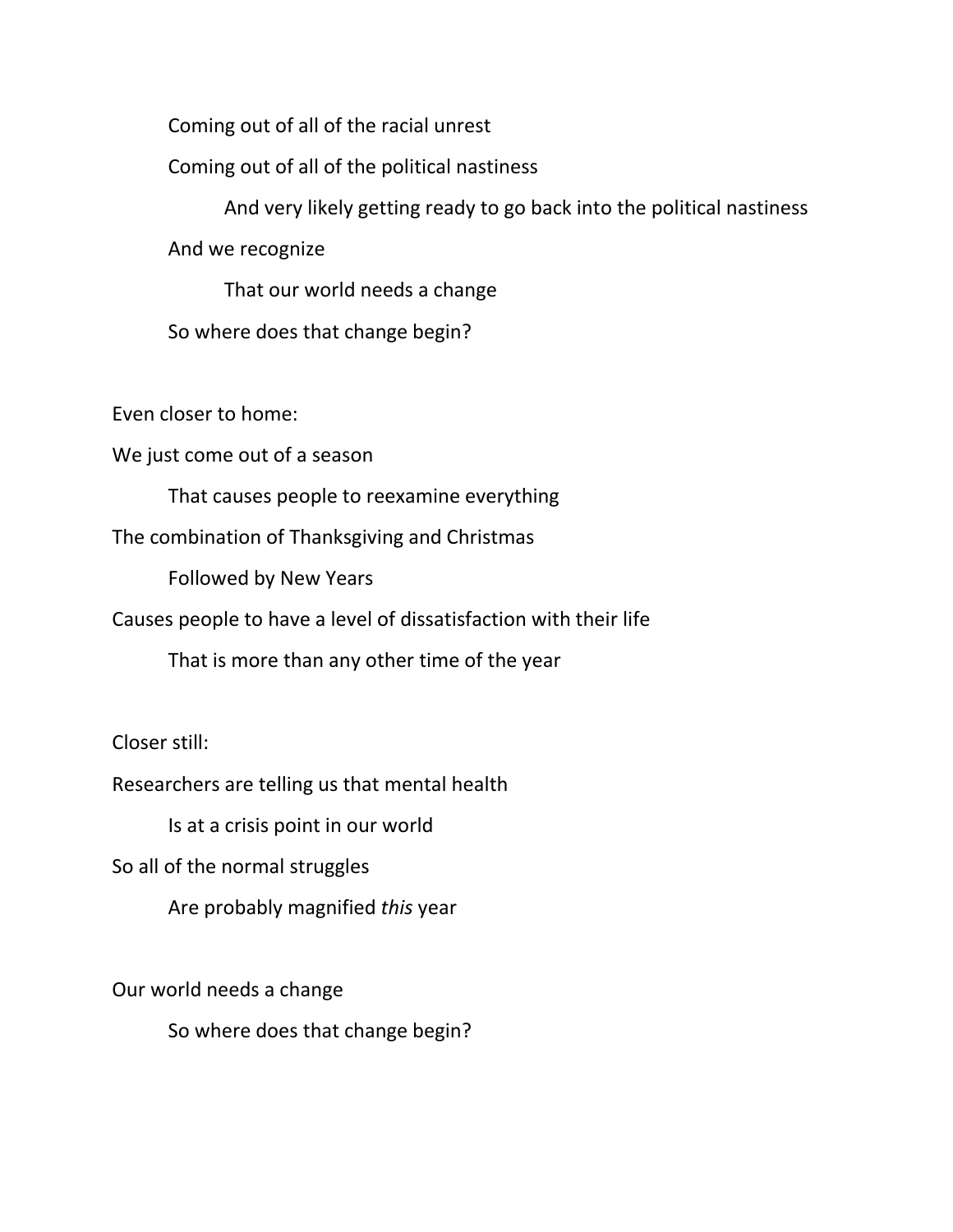Coming out of all of the racial unrest

Coming out of all of the political nastiness

And very likely getting ready to go back into the political nastiness

And we recognize

That our world needs a change

So where does that change begin?

Even closer to home:

We just come out of a season

That causes people to reexamine everything

The combination of Thanksgiving and Christmas

Followed by New Years

Causes people to have a level of dissatisfaction with their life

That is more than any other time of the year

Closer still:

Researchers are telling us that mental health

Is at a crisis point in our world

So all of the normal struggles

Are probably magnified *this* year

Our world needs a change

So where does that change begin?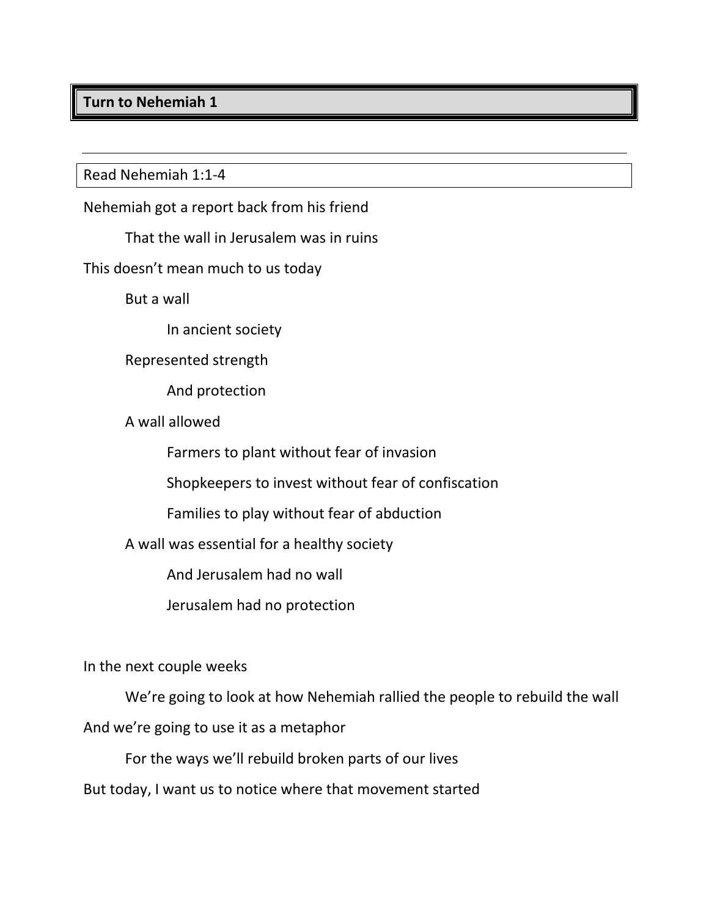**Turn to Nehemiah 1**

---

Read Nehemiah 1:1-4

Nehemiah got a report back from his friend

    That the wall in Jerusalem was in ruins

This doesn't mean much to us today

    But a wall

        In ancient society

    Represented strength

        And protection

    A wall allowed

        Farmers to plant without fear of invasion

        Shopkeepers to invest without fear of confiscation

        Families to play without fear of abduction

    A wall was essential for a healthy society

        And Jerusalem had no wall

        Jerusalem had no protection

In the next couple weeks

    We're going to look at how Nehemiah rallied the people to rebuild the wall

And we're going to use it as a metaphor

    For the ways we'll rebuild broken parts of our lives

But today, I want us to notice where that movement started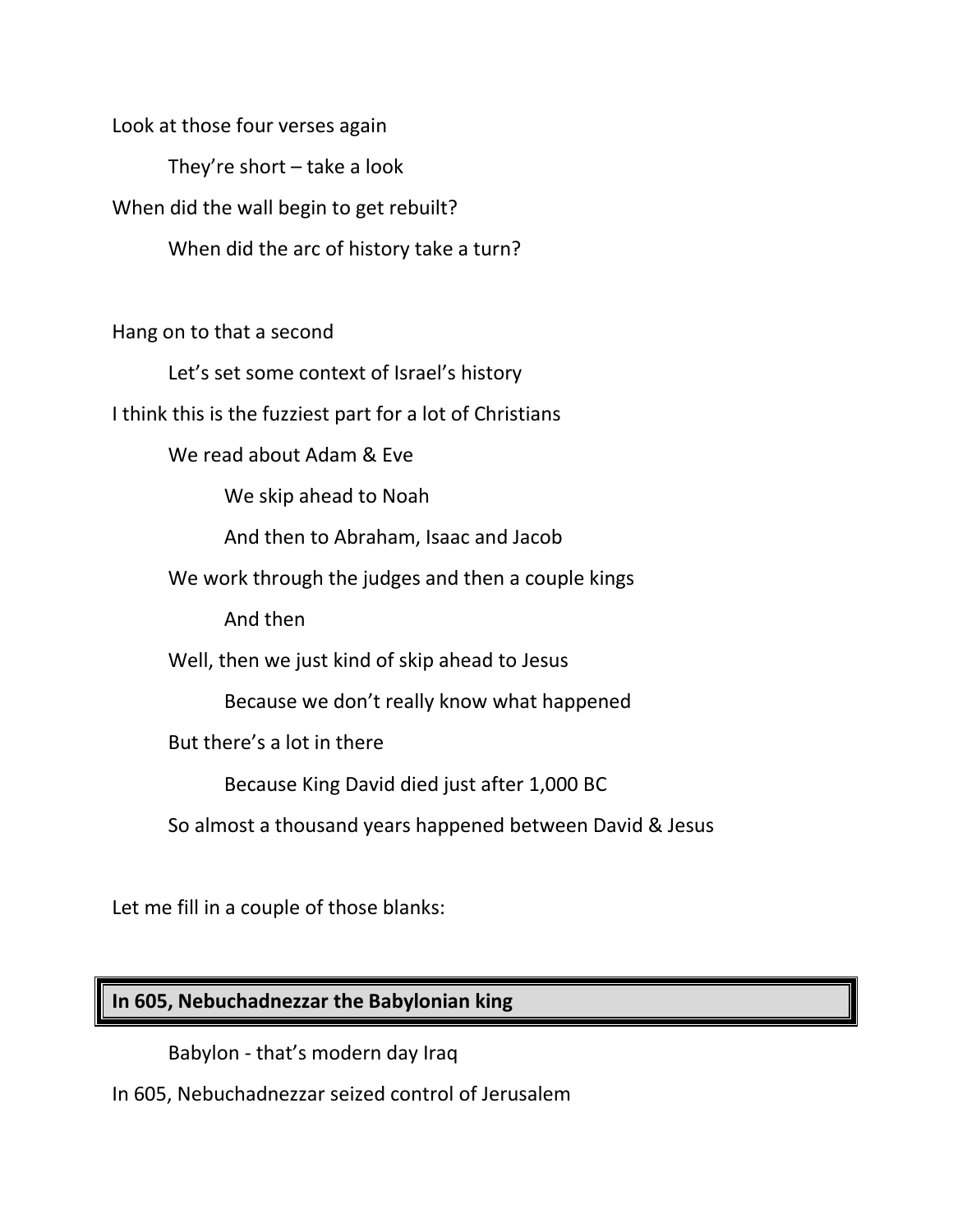Look at those four verses again

    They're short – take a look

When did the wall begin to get rebuilt?

    When did the arc of history take a turn?

Hang on to that a second

    Let's set some context of Israel's history

I think this is the fuzziest part for a lot of Christians

    We read about Adam & Eve

        We skip ahead to Noah

        And then to Abraham, Isaac and Jacob

    We work through the judges and then a couple kings

        And then

    Well, then we just kind of skip ahead to Jesus

        Because we don't really know what happened

    But there's a lot in there

        Because King David died just after 1,000 BC

    So almost a thousand years happened between David & Jesus

Let me fill in a couple of those blanks:

**In 605, Nebuchadnezzar the Babylonian king**

    Babylon - that's modern day Iraq

In 605, Nebuchadnezzar seized control of Jerusalem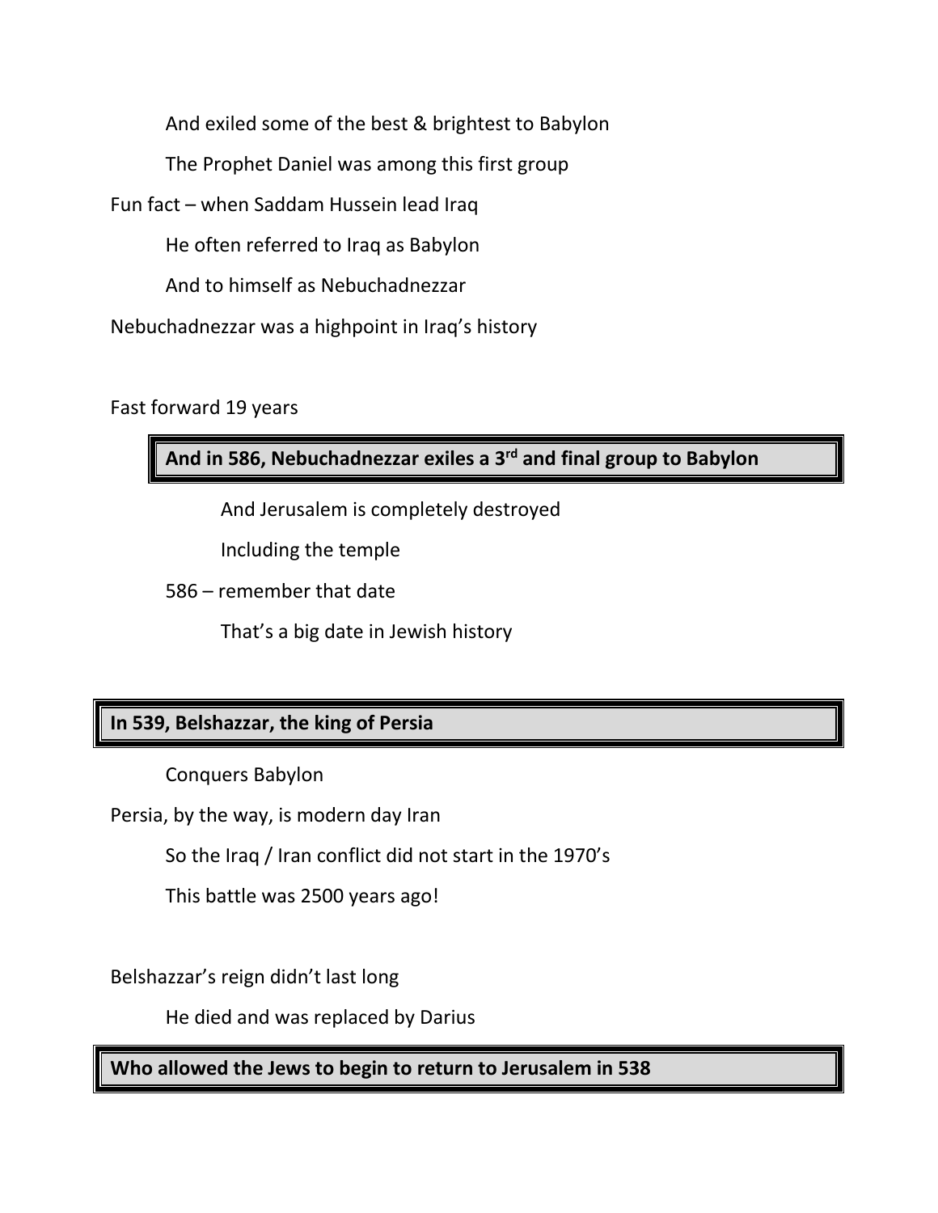And exiled some of the best & brightest to Babylon

The Prophet Daniel was among this first group

Fun fact – when Saddam Hussein lead Iraq

He often referred to Iraq as Babylon

And to himself as Nebuchadnezzar

Nebuchadnezzar was a highpoint in Iraq's history

Fast forward 19 years

**And in 586, Nebuchadnezzar exiles a 3rd and final group to Babylon**

And Jerusalem is completely destroyed

Including the temple

586 – remember that date

That's a big date in Jewish history

**In 539, Belshazzar, the king of Persia**

Conquers Babylon

Persia, by the way, is modern day Iran

So the Iraq / Iran conflict did not start in the 1970's

This battle was 2500 years ago!

Belshazzar's reign didn't last long

He died and was replaced by Darius

**Who allowed the Jews to begin to return to Jerusalem in 538**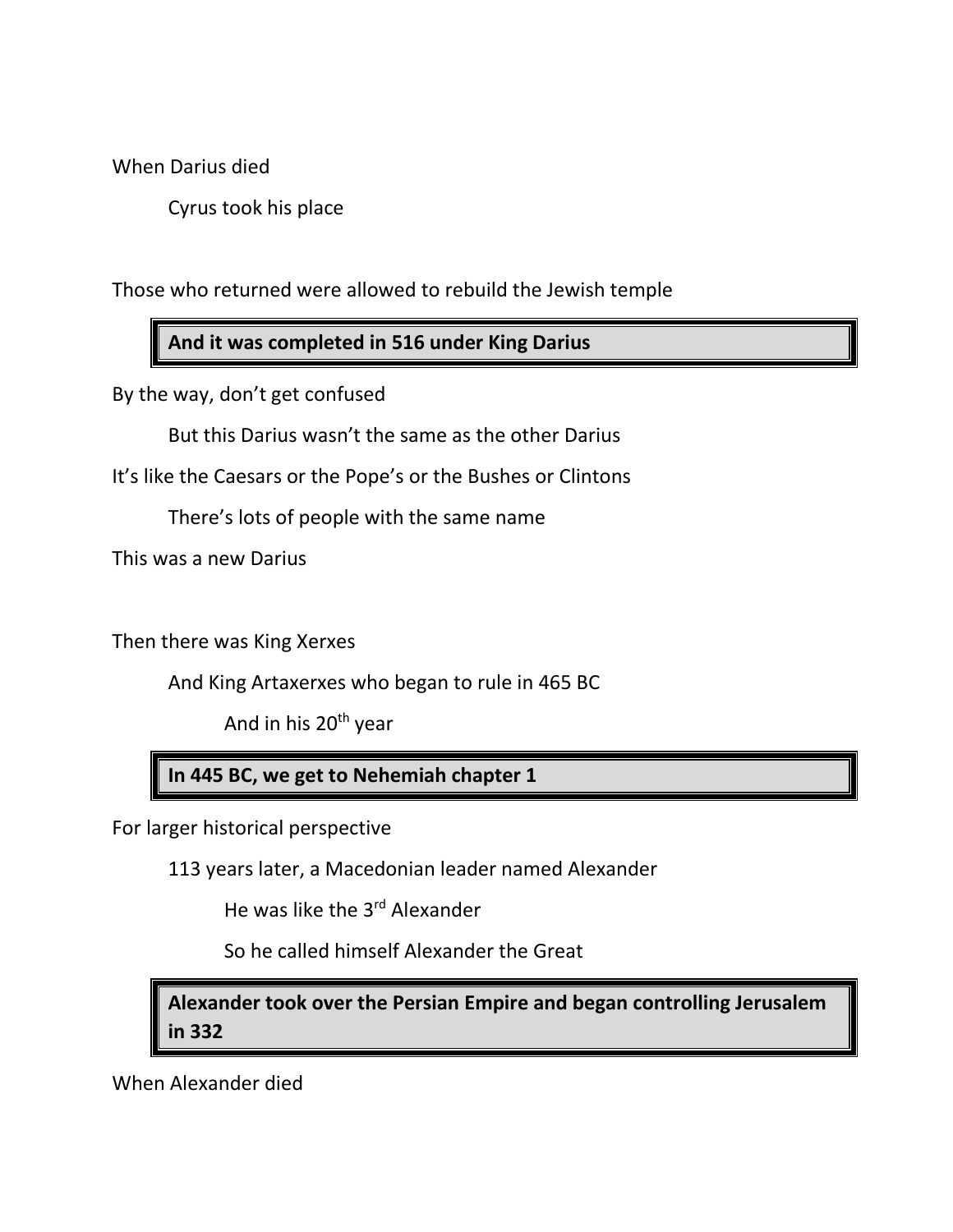When Darius died

Cyrus took his place

Those who returned were allowed to rebuild the Jewish temple

**And it was completed in 516 under King Darius**

By the way, don't get confused

But this Darius wasn't the same as the other Darius

It's like the Caesars or the Pope's or the Bushes or Clintons

There's lots of people with the same name

This was a new Darius

Then there was King Xerxes

And King Artaxerxes who began to rule in 465 BC

And in his 20th year

**In 445 BC, we get to Nehemiah chapter 1**

For larger historical perspective

113 years later, a Macedonian leader named Alexander

He was like the 3rd Alexander

So he called himself Alexander the Great

**Alexander took over the Persian Empire and began controlling Jerusalem in 332**

When Alexander died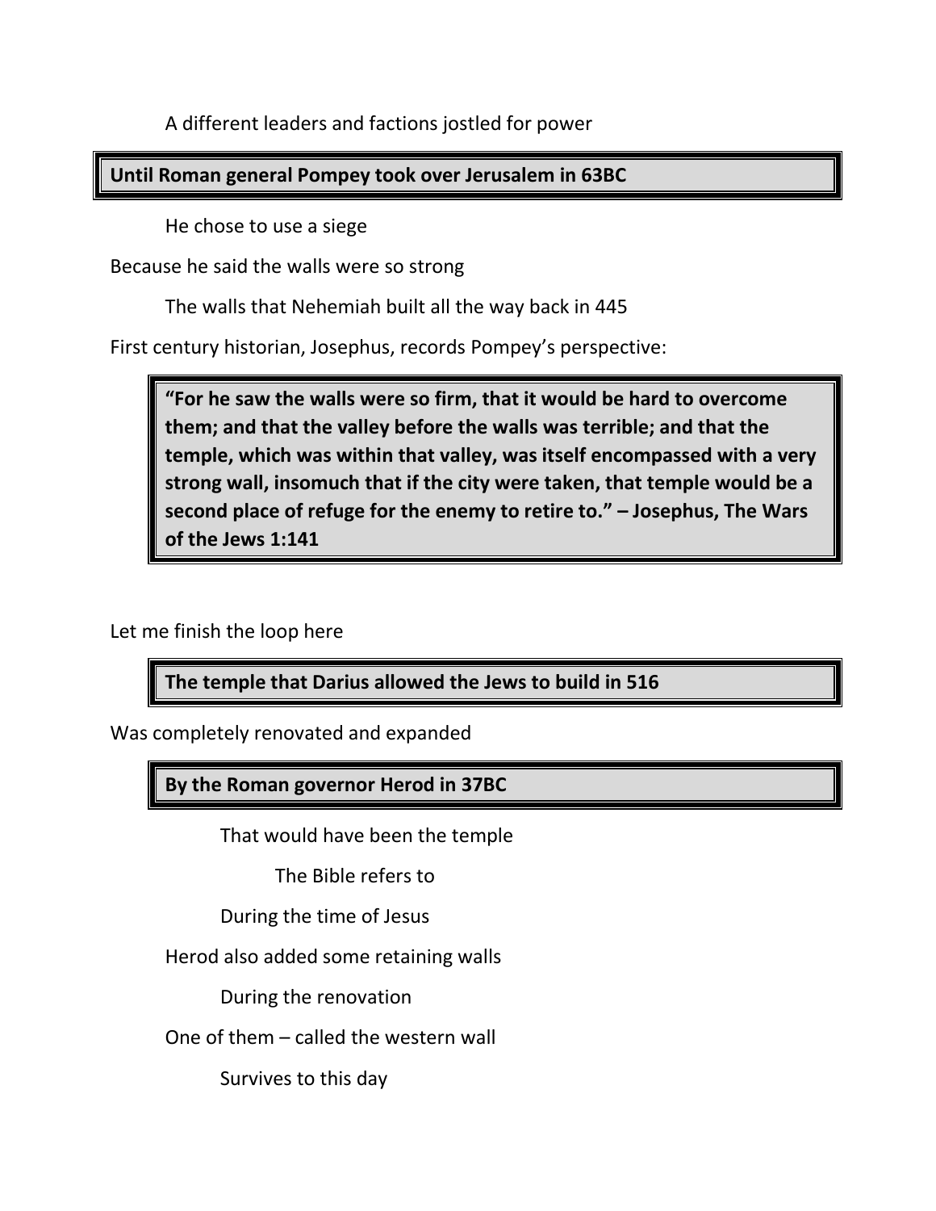A different leaders and factions jostled for power

**Until Roman general Pompey took over Jerusalem in 63BC**

He chose to use a siege

Because he said the walls were so strong

The walls that Nehemiah built all the way back in 445

First century historian, Josephus, records Pompey's perspective:

> **"For he saw the walls were so firm, that it would be hard to overcome them; and that the valley before the walls was terrible; and that the temple, which was within that valley, was itself encompassed with a very strong wall, insomuch that if the city were taken, that temple would be a second place of refuge for the enemy to retire to." – Josephus, The Wars of the Jews 1:141**

Let me finish the loop here

**The temple that Darius allowed the Jews to build in 516**

Was completely renovated and expanded

**By the Roman governor Herod in 37BC**

That would have been the temple

The Bible refers to

During the time of Jesus

Herod also added some retaining walls

During the renovation

One of them – called the western wall

Survives to this day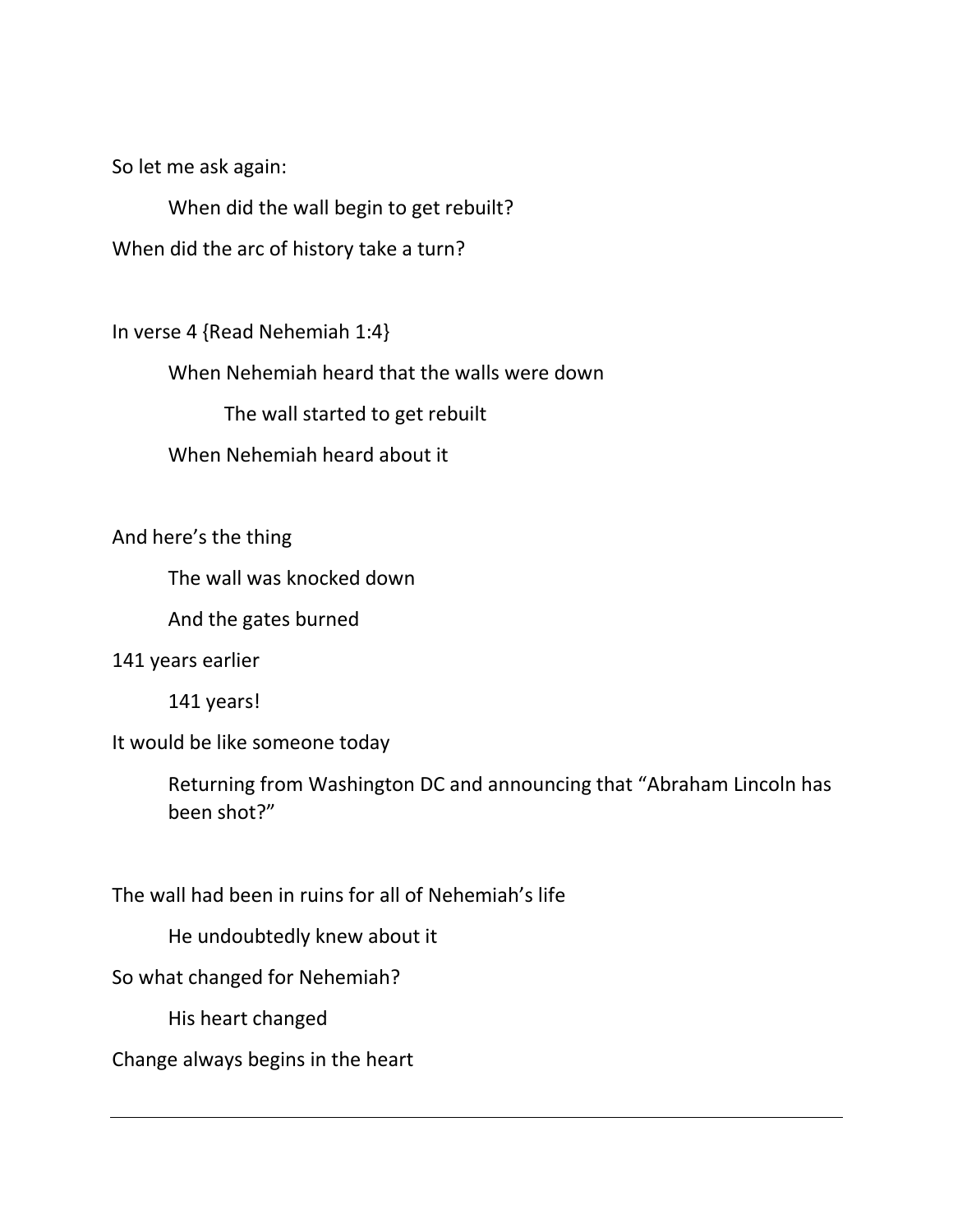So let me ask again:

When did the wall begin to get rebuilt?

When did the arc of history take a turn?

In verse 4 {Read Nehemiah 1:4}

When Nehemiah heard that the walls were down

The wall started to get rebuilt

When Nehemiah heard about it

And here's the thing

The wall was knocked down

And the gates burned

141 years earlier

141 years!

It would be like someone today

Returning from Washington DC and announcing that "Abraham Lincoln has been shot?"

The wall had been in ruins for all of Nehemiah's life

He undoubtedly knew about it

So what changed for Nehemiah?

His heart changed

Change always begins in the heart

---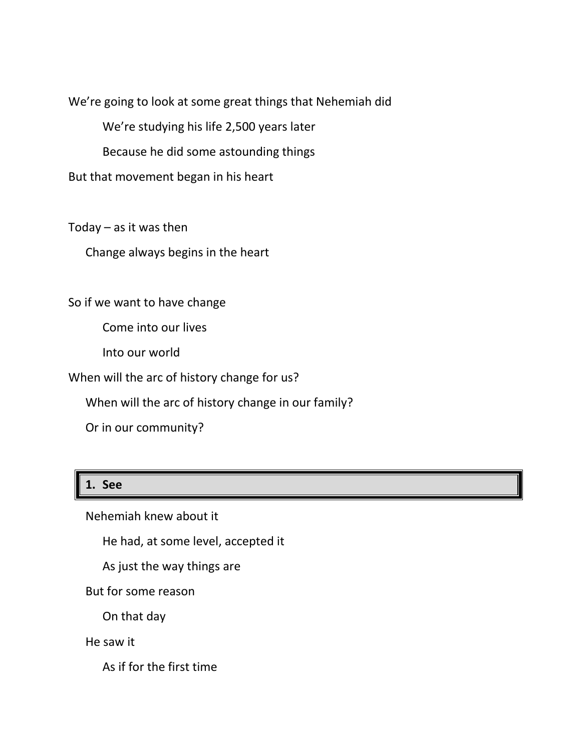We're going to look at some great things that Nehemiah did

We're studying his life 2,500 years later

Because he did some astounding things

But that movement began in his heart

Today – as it was then

Change always begins in the heart

So if we want to have change

Come into our lives

Into our world

When will the arc of history change for us?

When will the arc of history change in our family?

Or in our community?

## 1. See

Nehemiah knew about it

He had, at some level, accepted it

As just the way things are

But for some reason

On that day

He saw it

As if for the first time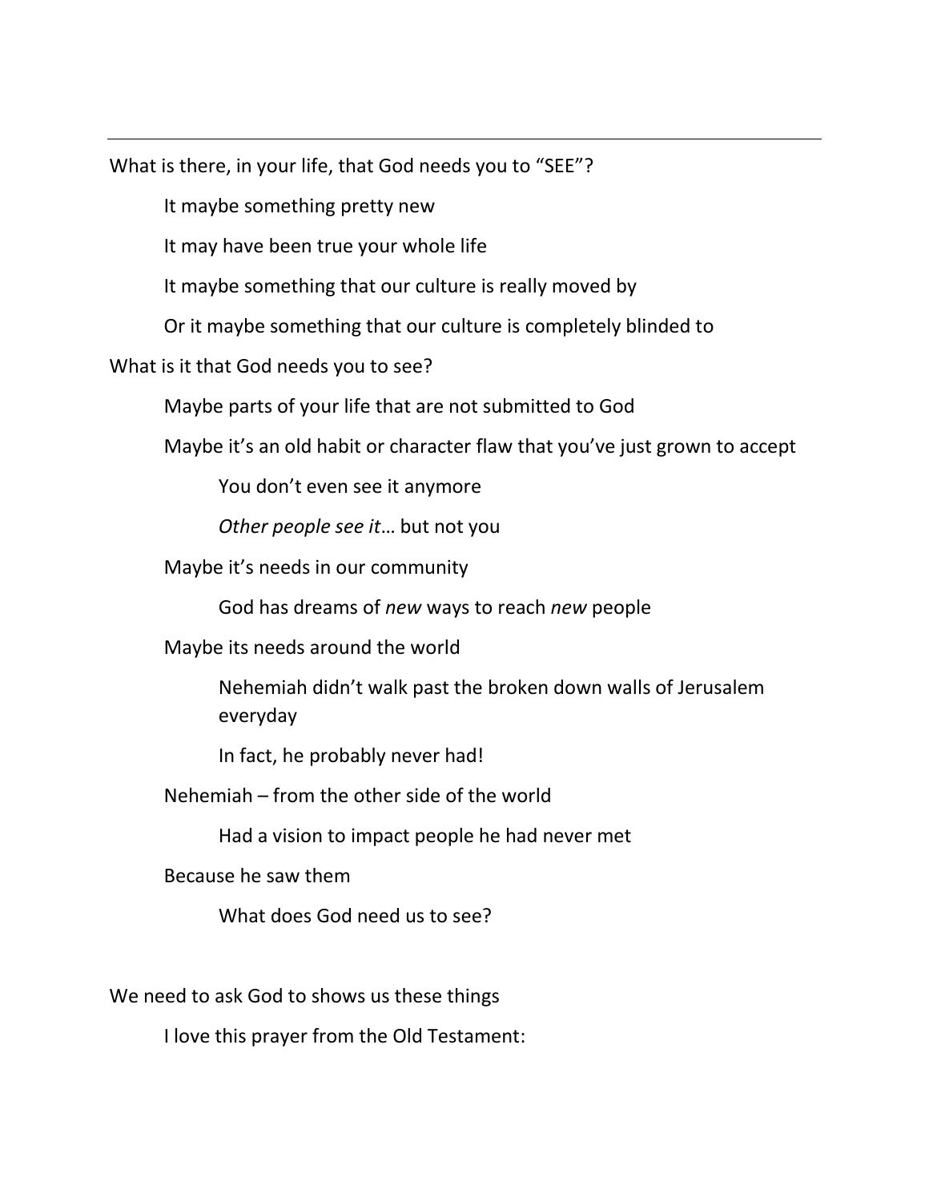---

What is there, in your life, that God needs you to “SEE”?

> It maybe something pretty new
>
> It may have been true your whole life
>
> It maybe something that our culture is really moved by
>
> Or it maybe something that our culture is completely blinded to

What is it that God needs you to see?

> Maybe parts of your life that are not submitted to God
>
> Maybe it’s an old habit or character flaw that you’ve just grown to accept
>
> > You don’t even see it anymore
> >
> > *Other people see it*… but not you
>
> Maybe it’s needs in our community
>
> > God has dreams of *new* ways to reach *new* people
>
> Maybe its needs around the world
>
> > Nehemiah didn’t walk past the broken down walls of Jerusalem everyday
> >
> > In fact, he probably never had!
>
> Nehemiah – from the other side of the world
>
> > Had a vision to impact people he had never met
>
> Because he saw them
>
> > What does God need us to see?

We need to ask God to shows us these things

> I love this prayer from the Old Testament: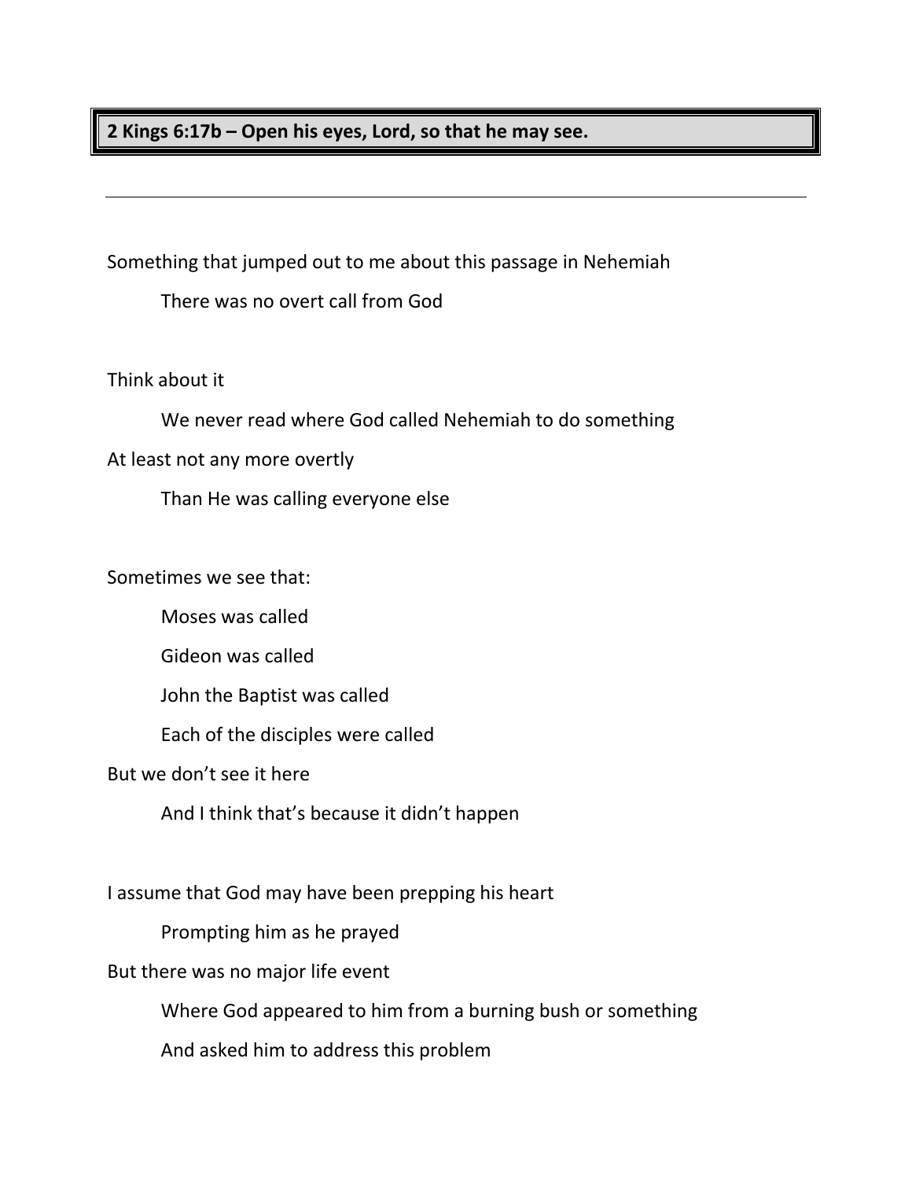**2 Kings 6:17b – Open his eyes, Lord, so that he may see.**

---

Something that jumped out to me about this passage in Nehemiah

    There was no overt call from God

Think about it

    We never read where God called Nehemiah to do something

At least not any more overtly

    Than He was calling everyone else

Sometimes we see that:

    Moses was called

    Gideon was called

    John the Baptist was called

    Each of the disciples were called

But we don't see it here

    And I think that's because it didn't happen

I assume that God may have been prepping his heart

    Prompting him as he prayed

But there was no major life event

    Where God appeared to him from a burning bush or something

    And asked him to address this problem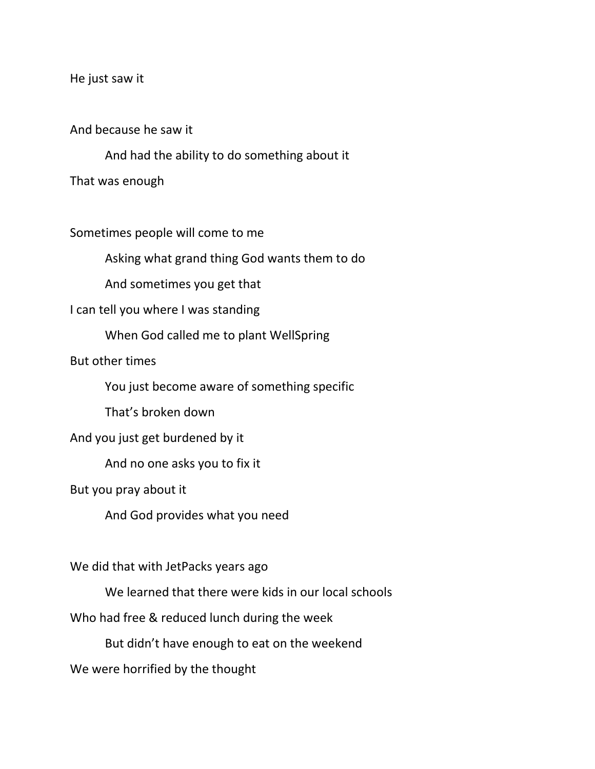He just saw it

And because he saw it

    And had the ability to do something about it

That was enough

Sometimes people will come to me

    Asking what grand thing God wants them to do

    And sometimes you get that

I can tell you where I was standing

    When God called me to plant WellSpring

But other times

    You just become aware of something specific

    That's broken down

And you just get burdened by it

    And no one asks you to fix it

But you pray about it

    And God provides what you need

We did that with JetPacks years ago

    We learned that there were kids in our local schools

Who had free & reduced lunch during the week

    But didn't have enough to eat on the weekend

We were horrified by the thought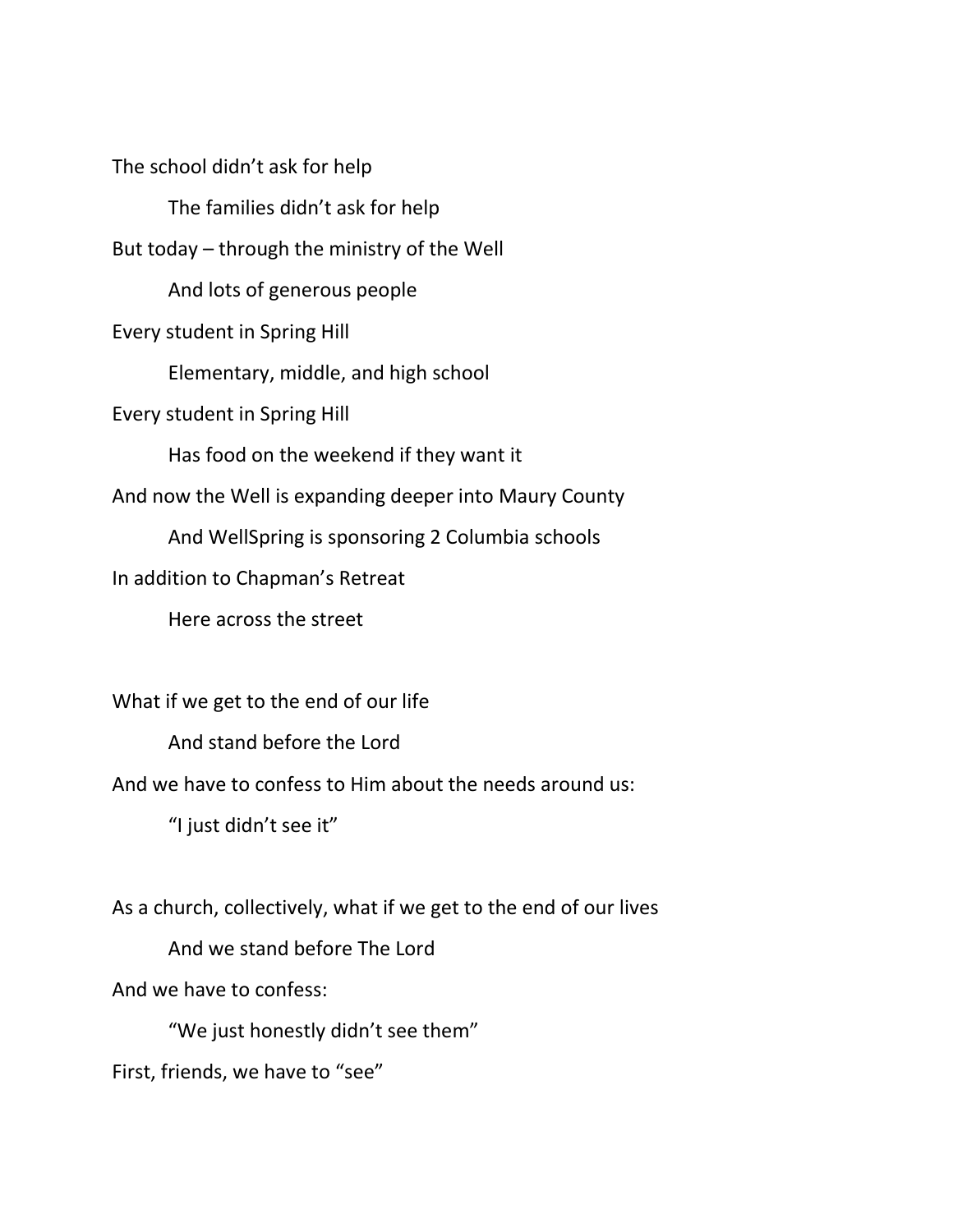The school didn't ask for help

    The families didn't ask for help

But today – through the ministry of the Well

    And lots of generous people

Every student in Spring Hill

    Elementary, middle, and high school

Every student in Spring Hill

    Has food on the weekend if they want it

And now the Well is expanding deeper into Maury County

    And WellSpring is sponsoring 2 Columbia schools

In addition to Chapman's Retreat

    Here across the street

What if we get to the end of our life

    And stand before the Lord

And we have to confess to Him about the needs around us:

    "I just didn't see it"

As a church, collectively, what if we get to the end of our lives

    And we stand before The Lord

And we have to confess:

    "We just honestly didn't see them"

First, friends, we have to "see"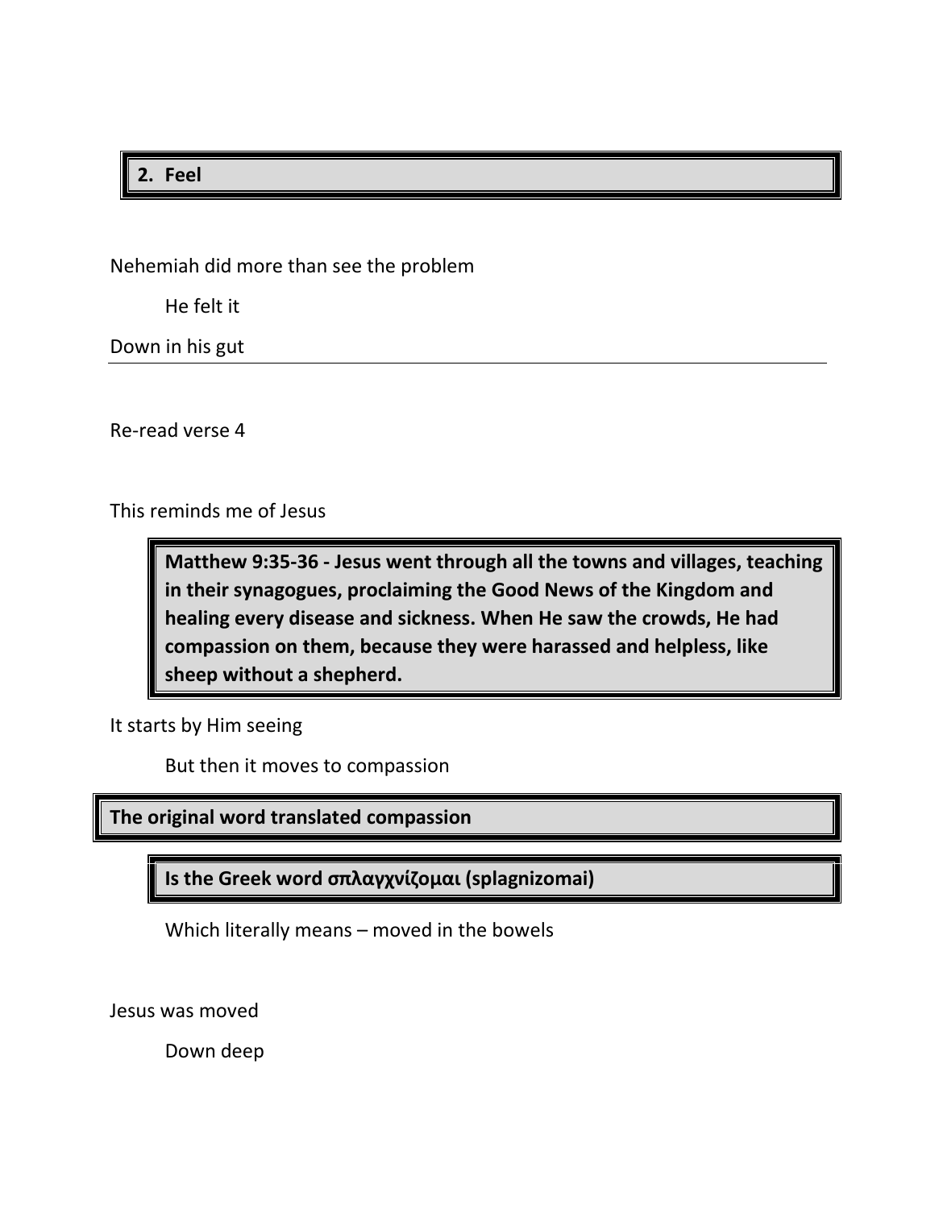## 2. Feel

Nehemiah did more than see the problem

He felt it

Down in his gut

---

Re-read verse 4

This reminds me of Jesus

**Matthew 9:35-36 - Jesus went through all the towns and villages, teaching in their synagogues, proclaiming the Good News of the Kingdom and healing every disease and sickness. When He saw the crowds, He had compassion on them, because they were harassed and helpless, like sheep without a shepherd.**

It starts by Him seeing

But then it moves to compassion

**The original word translated compassion**

**Is the Greek word σπλαγχνίζομαι (splagnizomai)**

Which literally means – moved in the bowels

Jesus was moved

Down deep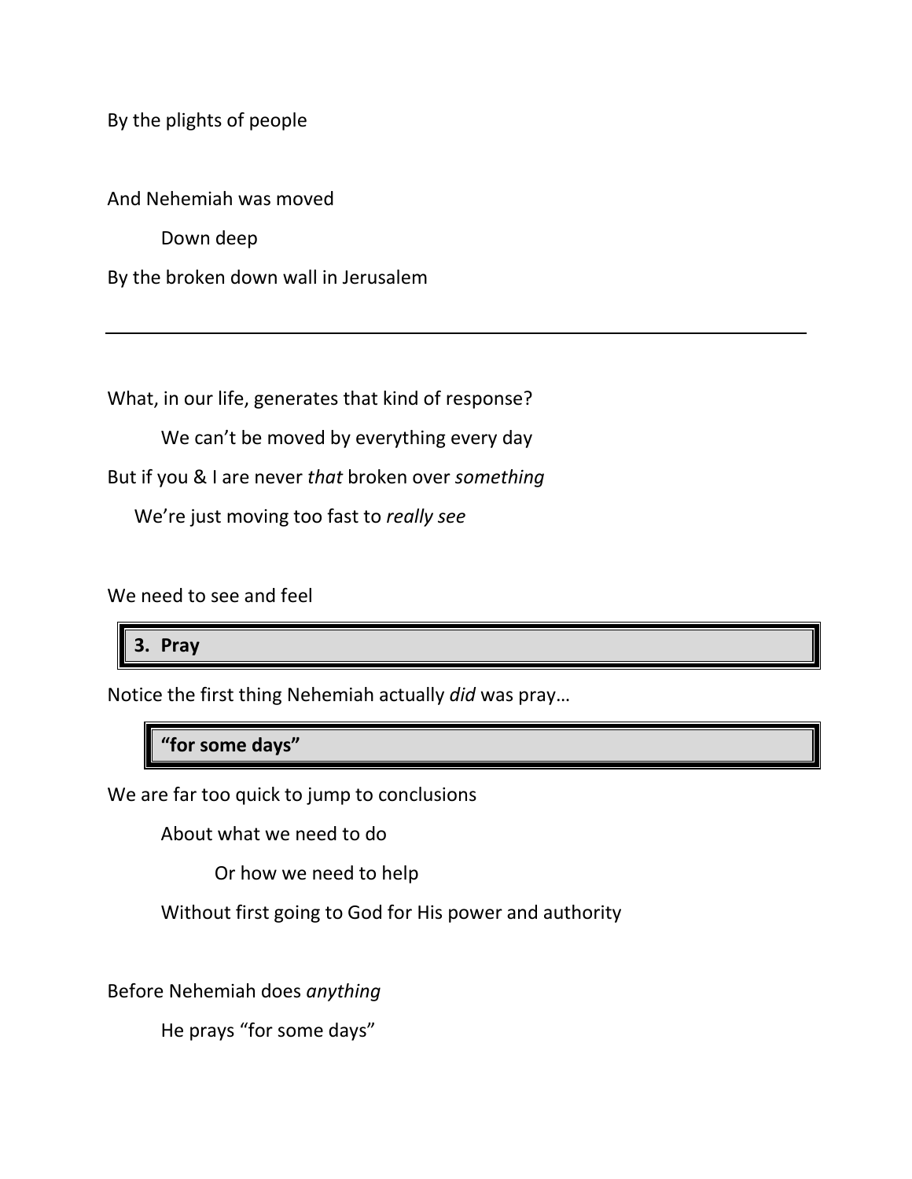By the plights of people

And Nehemiah was moved

Down deep

By the broken down wall in Jerusalem

---

What, in our life, generates that kind of response?

We can't be moved by everything every day

But if you & I are never *that* broken over *something*

We're just moving too fast to *really see*

We need to see and feel

**3. Pray**

Notice the first thing Nehemiah actually *did* was pray…

**"for some days"**

We are far too quick to jump to conclusions

About what we need to do

Or how we need to help

Without first going to God for His power and authority

Before Nehemiah does *anything*

He prays "for some days"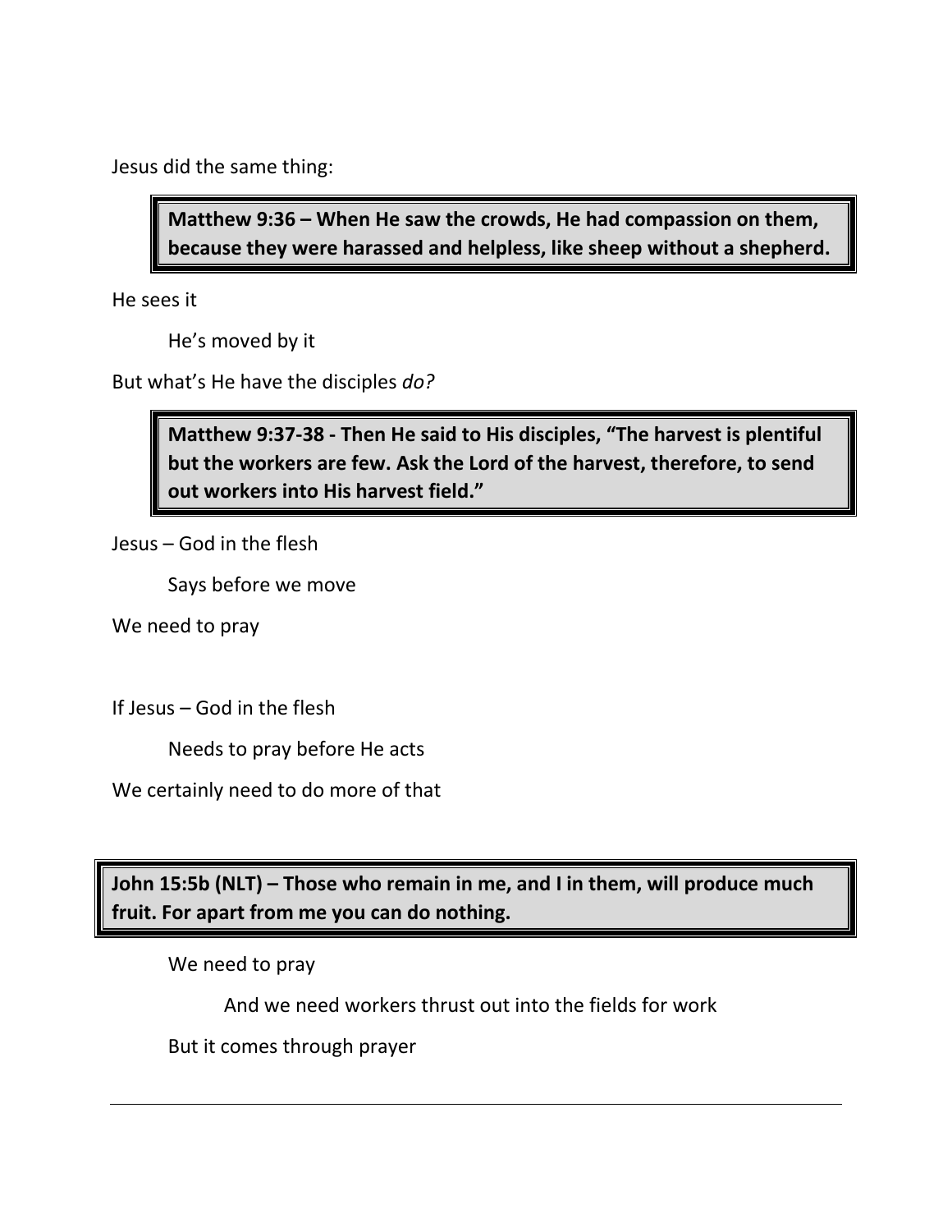Jesus did the same thing:

> **Matthew 9:36 – When He saw the crowds, He had compassion on them, because they were harassed and helpless, like sheep without a shepherd.**

He sees it

He's moved by it

But what's He have the disciples *do?*

> **Matthew 9:37-38 - Then He said to His disciples, "The harvest is plentiful but the workers are few. Ask the Lord of the harvest, therefore, to send out workers into His harvest field."**

Jesus – God in the flesh

Says before we move

We need to pray

If Jesus – God in the flesh

Needs to pray before He acts

We certainly need to do more of that

> **John 15:5b (NLT) – Those who remain in me, and I in them, will produce much fruit. For apart from me you can do nothing.**

We need to pray

And we need workers thrust out into the fields for work

But it comes through prayer

---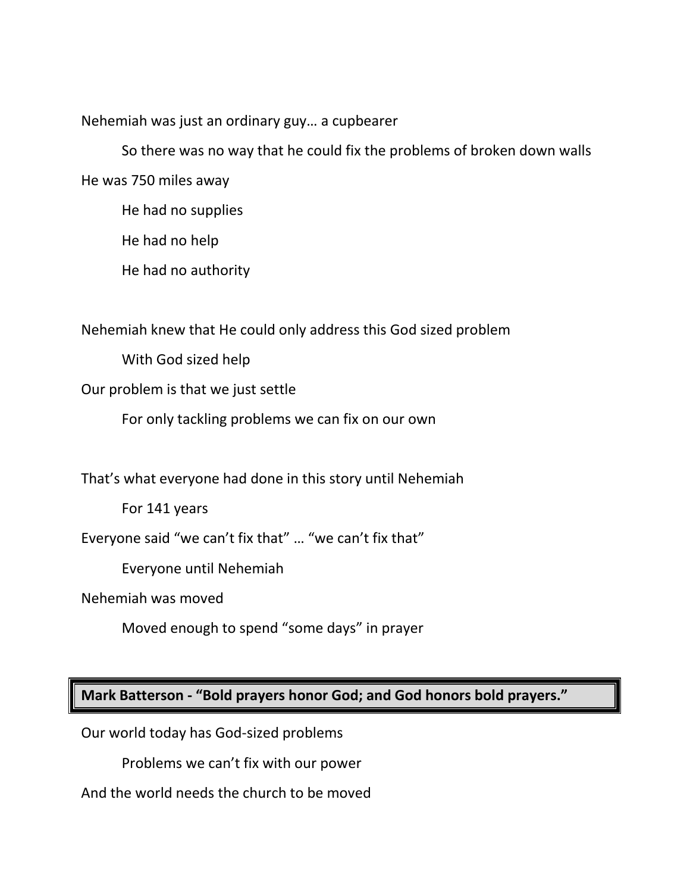Nehemiah was just an ordinary guy… a cupbearer

  So there was no way that he could fix the problems of broken down walls

He was 750 miles away

  He had no supplies

  He had no help

  He had no authority

Nehemiah knew that He could only address this God sized problem

  With God sized help

Our problem is that we just settle

  For only tackling problems we can fix on our own

That's what everyone had done in this story until Nehemiah

  For 141 years

Everyone said "we can't fix that" … "we can't fix that"

  Everyone until Nehemiah

Nehemiah was moved

  Moved enough to spend "some days" in prayer

> **Mark Batterson - "Bold prayers honor God; and God honors bold prayers."**

Our world today has God-sized problems

  Problems we can't fix with our power

And the world needs the church to be moved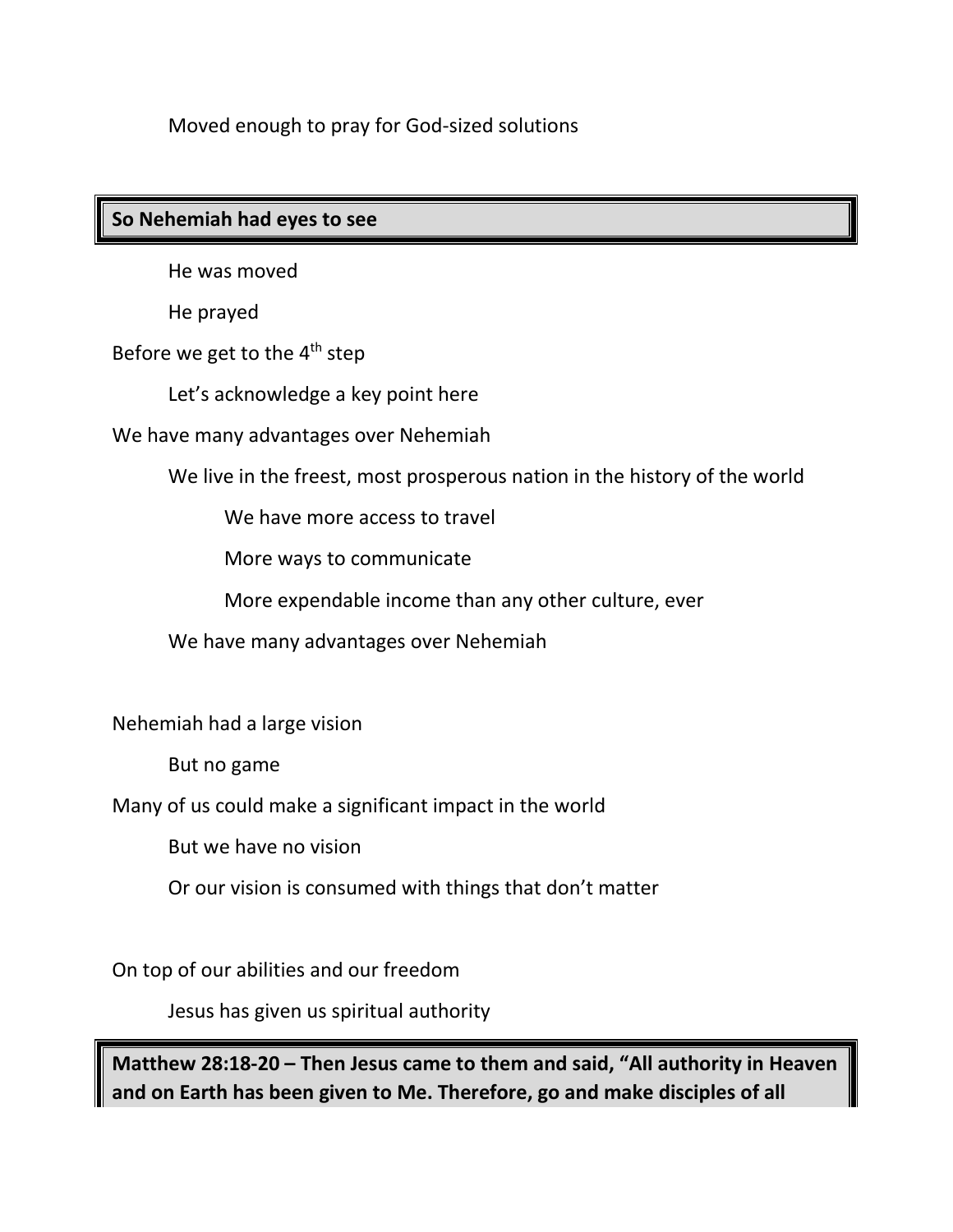Moved enough to pray for God-sized solutions

**So Nehemiah had eyes to see**

He was moved

He prayed

Before we get to the 4th step

Let's acknowledge a key point here

We have many advantages over Nehemiah

We live in the freest, most prosperous nation in the history of the world

We have more access to travel

More ways to communicate

More expendable income than any other culture, ever

We have many advantages over Nehemiah

Nehemiah had a large vision

But no game

Many of us could make a significant impact in the world

But we have no vision

Or our vision is consumed with things that don't matter

On top of our abilities and our freedom

Jesus has given us spiritual authority

**Matthew 28:18-20 – Then Jesus came to them and said, "All authority in Heaven and on Earth has been given to Me. Therefore, go and make disciples of all**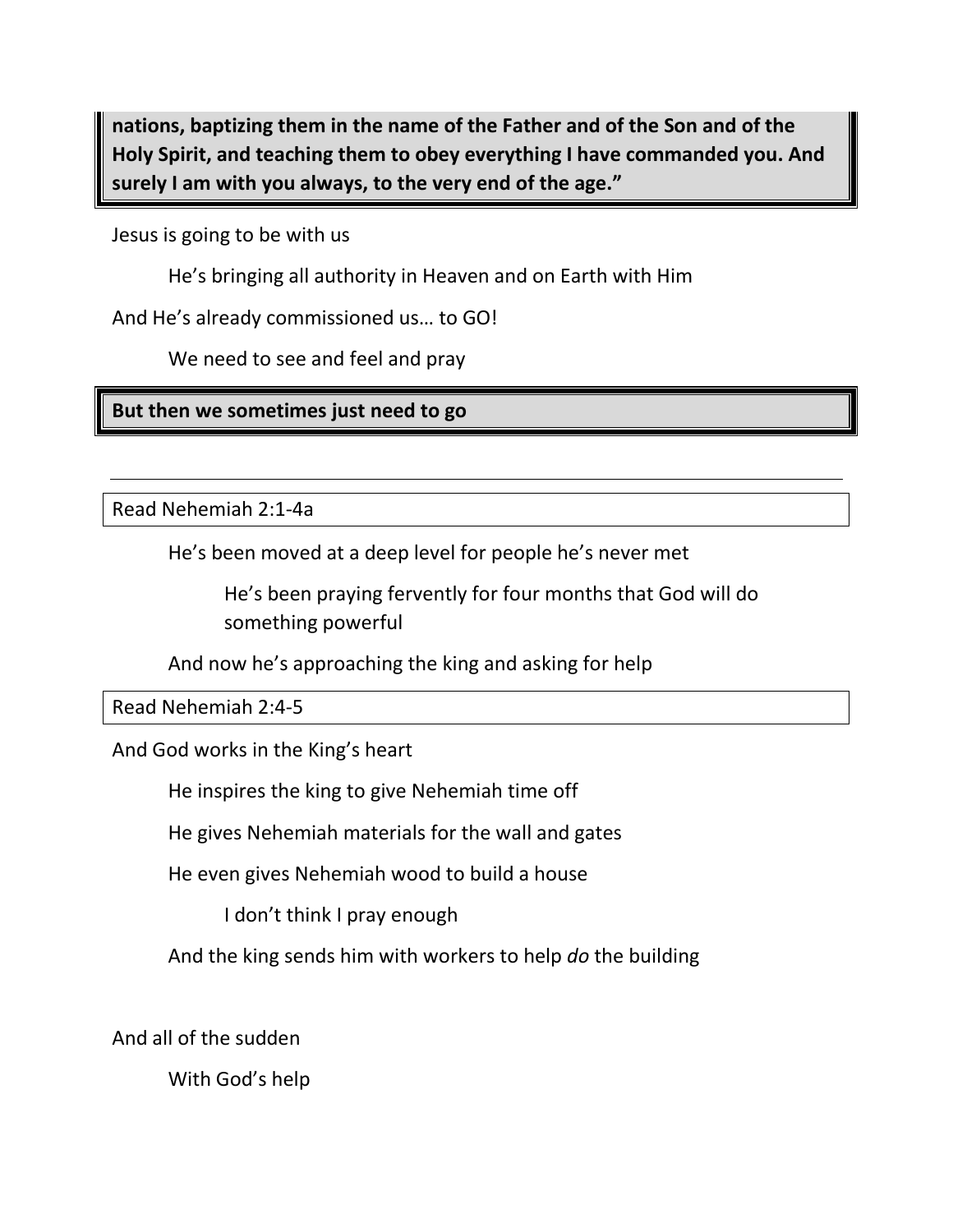**nations, baptizing them in the name of the Father and of the Son and of the Holy Spirit, and teaching them to obey everything I have commanded you. And surely I am with you always, to the very end of the age."**

Jesus is going to be with us

He's bringing all authority in Heaven and on Earth with Him

And He's already commissioned us… to GO!

We need to see and feel and pray

**But then we sometimes just need to go**

---

Read Nehemiah 2:1-4a

He's been moved at a deep level for people he's never met

He's been praying fervently for four months that God will do something powerful

And now he's approaching the king and asking for help

Read Nehemiah 2:4-5

And God works in the King's heart

He inspires the king to give Nehemiah time off

He gives Nehemiah materials for the wall and gates

He even gives Nehemiah wood to build a house

I don't think I pray enough

And the king sends him with workers to help *do* the building

And all of the sudden

With God's help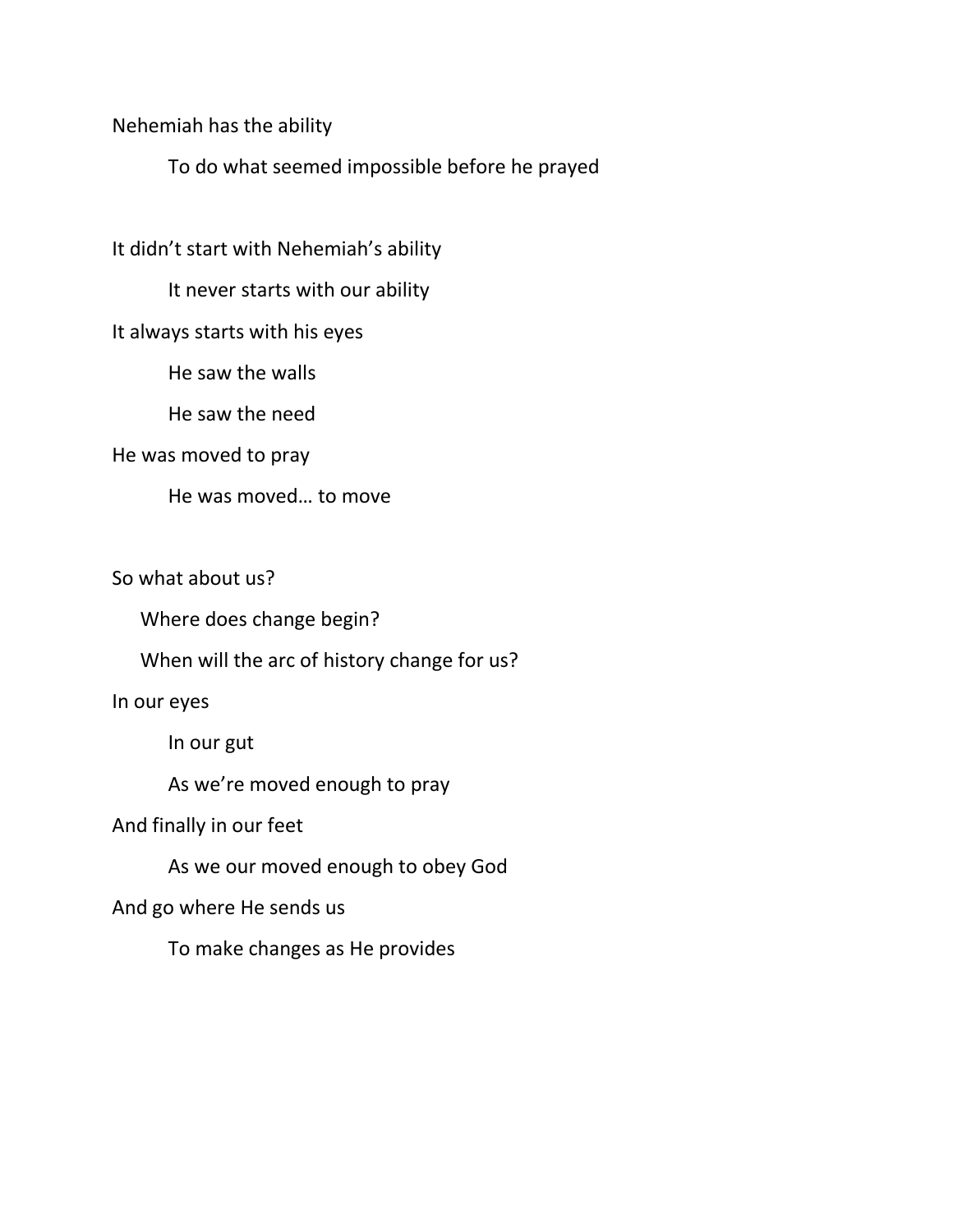Nehemiah has the ability

    To do what seemed impossible before he prayed

It didn't start with Nehemiah's ability

    It never starts with our ability

It always starts with his eyes

    He saw the walls

    He saw the need

He was moved to pray

    He was moved… to move

So what about us?

  Where does change begin?

  When will the arc of history change for us?

In our eyes

    In our gut

    As we're moved enough to pray

And finally in our feet

    As we our moved enough to obey God

And go where He sends us

    To make changes as He provides